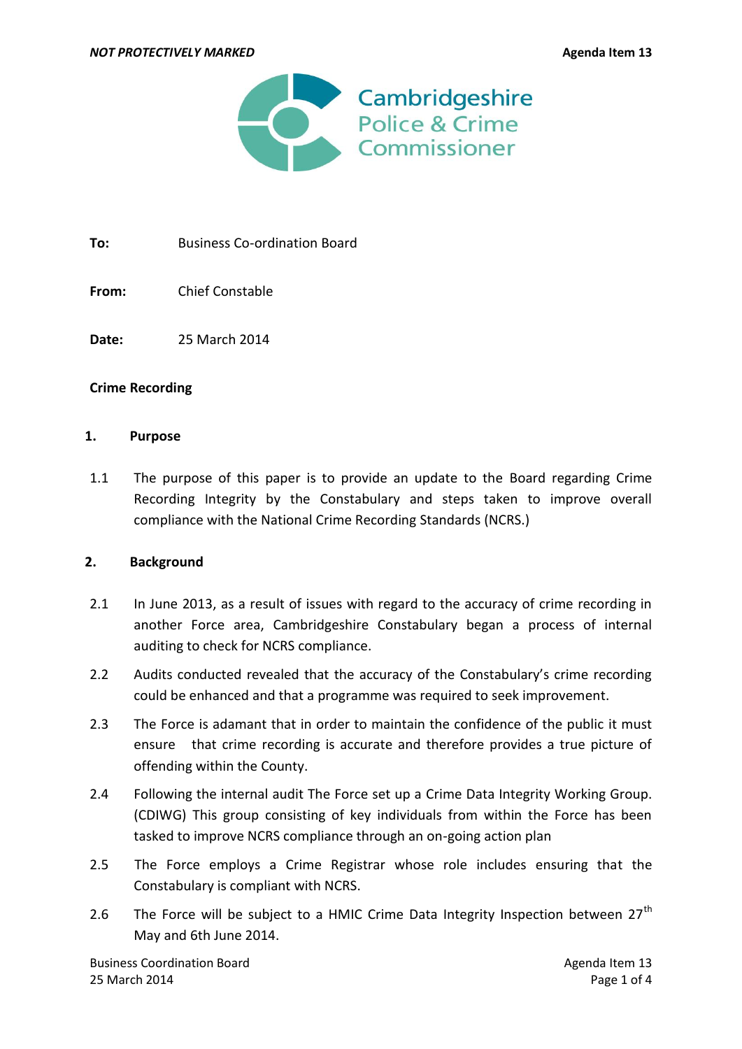**To:** Business Co-ordination Board

**From:** Chief Constable

**Date:** 25 March 2014

**Crime Recording**

## 1. Purpose

1.1 The purpose of this paper is to provide an update to the Board regarding Crime Recording Integrity by the Constabulary and steps taken to improve overall compliance with the National Crime Recording Standards (NCRS.)

## 2. Background

2.1 In June 2013, as a result of issues with regard to the accuracy of crime recording in another Force area, Cambridgeshire Constabulary began a process of internal auditing to check for NCRS compliance.

2.2 Audits conducted revealed that the accuracy of the Constabulary's crime recording could be enhanced and that a programme was required to seek improvement.

2.3 The Force is adamant that in order to maintain the confidence of the public it must ensure that crime recording is accurate and therefore provides a true picture of offending within the County.

2.4 Following the internal audit The Force set up a Crime Data Integrity Working Group. (CDIWG) This group consisting of key individuals from within the Force has been tasked to improve NCRS compliance through an on-going action plan

2.5 The Force employs a Crime Registrar whose role includes ensuring that the Constabulary is compliant with NCRS.

2.6 The Force will be subject to a HMIC Crime Data Integrity Inspection between 27th May and 6th June 2014.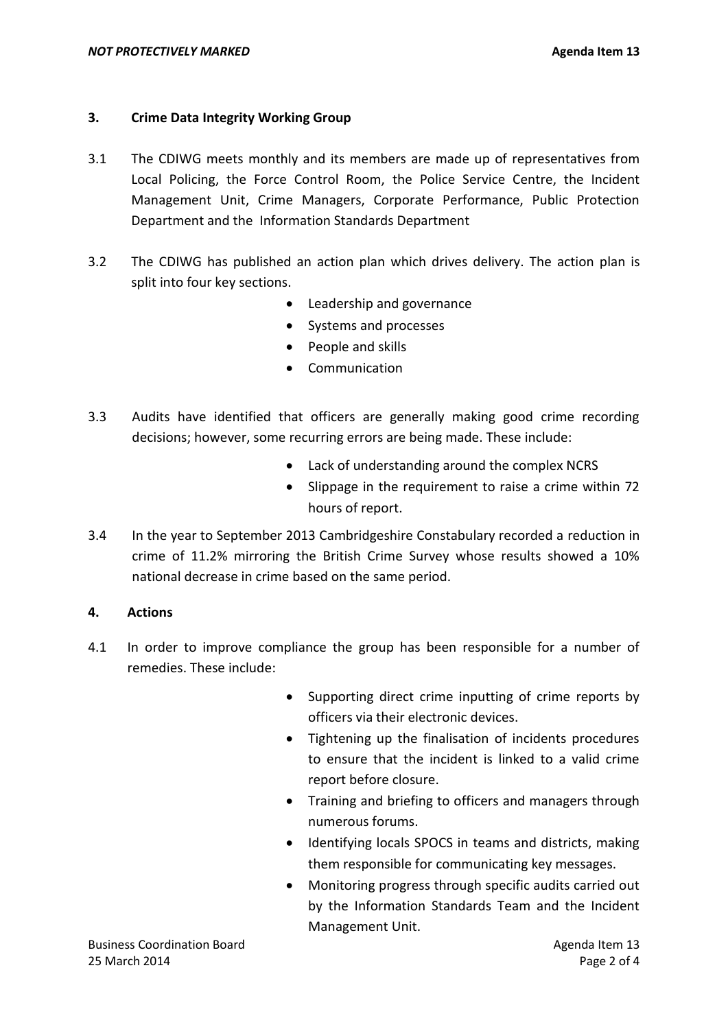## 3. Crime Data Integrity Working Group

3.1 The CDIWG meets monthly and its members are made up of representatives from Local Policing, the Force Control Room, the Police Service Centre, the Incident Management Unit, Crime Managers, Corporate Performance, Public Protection Department and the Information Standards Department

3.2 The CDIWG has published an action plan which drives delivery. The action plan is split into four key sections.

- Leadership and governance
- Systems and processes
- People and skills
- Communication

3.3 Audits have identified that officers are generally making good crime recording decisions; however, some recurring errors are being made. These include:

- Lack of understanding around the complex NCRS
- Slippage in the requirement to raise a crime within 72 hours of report.

3.4 In the year to September 2013 Cambridgeshire Constabulary recorded a reduction in crime of 11.2% mirroring the British Crime Survey whose results showed a 10% national decrease in crime based on the same period.

## 4. Actions

4.1 In order to improve compliance the group has been responsible for a number of remedies. These include:

- Supporting direct crime inputting of crime reports by officers via their electronic devices.
- Tightening up the finalisation of incidents procedures to ensure that the incident is linked to a valid crime report before closure.
- Training and briefing to officers and managers through numerous forums.
- Identifying locals SPOCS in teams and districts, making them responsible for communicating key messages.
- Monitoring progress through specific audits carried out by the Information Standards Team and the Incident Management Unit.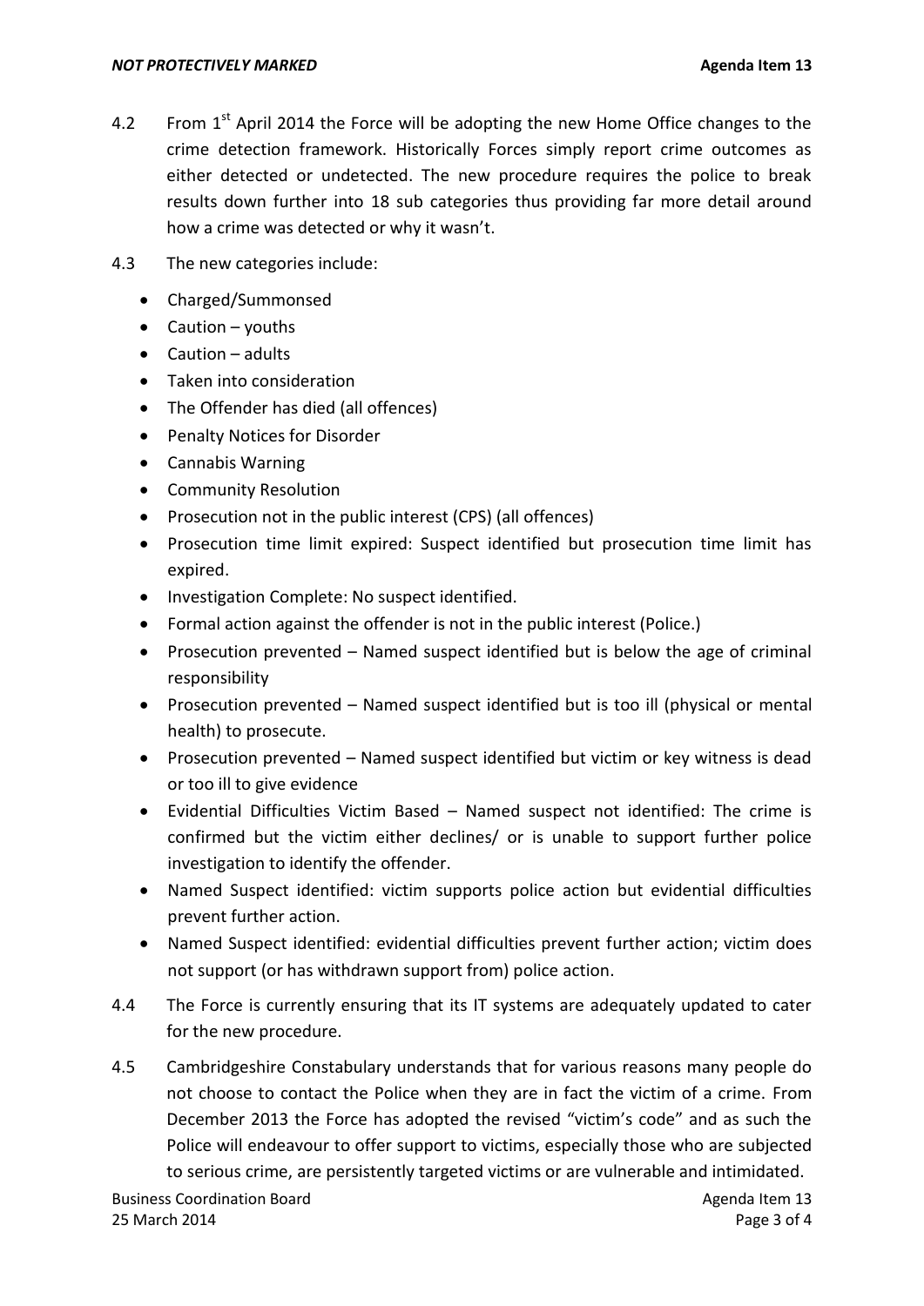4.2 From 1st April 2014 the Force will be adopting the new Home Office changes to the crime detection framework. Historically Forces simply report crime outcomes as either detected or undetected. The new procedure requires the police to break results down further into 18 sub categories thus providing far more detail around how a crime was detected or why it wasn't.

4.3 The new categories include:

- Charged/Summonsed
- Caution – youths
- Caution – adults
- Taken into consideration
- The Offender has died (all offences)
- Penalty Notices for Disorder
- Cannabis Warning
- Community Resolution
- Prosecution not in the public interest (CPS) (all offences)
- Prosecution time limit expired: Suspect identified but prosecution time limit has expired.
- Investigation Complete: No suspect identified.
- Formal action against the offender is not in the public interest (Police.)
- Prosecution prevented – Named suspect identified but is below the age of criminal responsibility
- Prosecution prevented – Named suspect identified but is too ill (physical or mental health) to prosecute.
- Prosecution prevented – Named suspect identified but victim or key witness is dead or too ill to give evidence
- Evidential Difficulties Victim Based – Named suspect not identified: The crime is confirmed but the victim either declines/ or is unable to support further police investigation to identify the offender.
- Named Suspect identified: victim supports police action but evidential difficulties prevent further action.
- Named Suspect identified: evidential difficulties prevent further action; victim does not support (or has withdrawn support from) police action.

4.4 The Force is currently ensuring that its IT systems are adequately updated to cater for the new procedure.

4.5 Cambridgeshire Constabulary understands that for various reasons many people do not choose to contact the Police when they are in fact the victim of a crime. From December 2013 the Force has adopted the revised "victim's code" and as such the Police will endeavour to offer support to victims, especially those who are subjected to serious crime, are persistently targeted victims or are vulnerable and intimidated.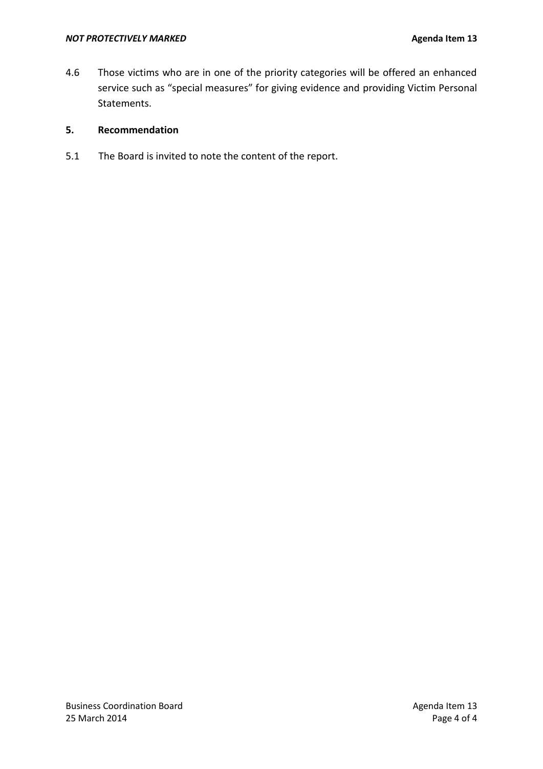4.6 Those victims who are in one of the priority categories will be offered an enhanced service such as "special measures" for giving evidence and providing Victim Personal Statements.

## 5. Recommendation

5.1 The Board is invited to note the content of the report.